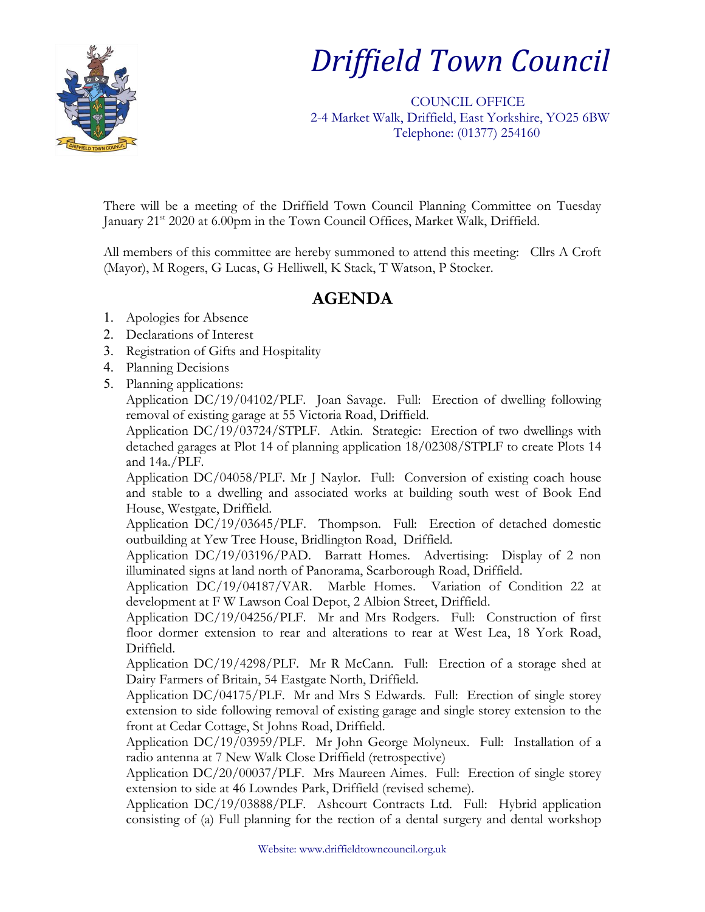# Driffield Town Council

COUNCIL OFFICE
2-4 Market Walk, Driffield, East Yorkshire, YO25 6BW
Telephone: (01377) 254160

There will be a meeting of the Driffield Town Council Planning Committee on Tuesday January 21st 2020 at 6.00pm in the Town Council Offices, Market Walk, Driffield.

All members of this committee are hereby summoned to attend this meeting: Cllrs A Croft (Mayor), M Rogers, G Lucas, G Helliwell, K Stack, T Watson, P Stocker.

## AGENDA

1. Apologies for Absence
2. Declarations of Interest
3. Registration of Gifts and Hospitality
4. Planning Decisions
5. Planning applications:

   Application DC/19/04102/PLF. Joan Savage. Full: Erection of dwelling following removal of existing garage at 55 Victoria Road, Driffield.

   Application DC/19/03724/STPLF. Atkin. Strategic: Erection of two dwellings with detached garages at Plot 14 of planning application 18/02308/STPLF to create Plots 14 and 14a./PLF.

   Application DC/04058/PLF. Mr J Naylor. Full: Conversion of existing coach house and stable to a dwelling and associated works at building south west of Book End House, Westgate, Driffield.

   Application DC/19/03645/PLF. Thompson. Full: Erection of detached domestic outbuilding at Yew Tree House, Bridlington Road, Driffield.

   Application DC/19/03196/PAD. Barratt Homes. Advertising: Display of 2 non illuminated signs at land north of Panorama, Scarborough Road, Driffield.

   Application DC/19/04187/VAR. Marble Homes. Variation of Condition 22 at development at F W Lawson Coal Depot, 2 Albion Street, Driffield.

   Application DC/19/04256/PLF. Mr and Mrs Rodgers. Full: Construction of first floor dormer extension to rear and alterations to rear at West Lea, 18 York Road, Driffield.

   Application DC/19/4298/PLF. Mr R McCann. Full: Erection of a storage shed at Dairy Farmers of Britain, 54 Eastgate North, Driffield.

   Application DC/04175/PLF. Mr and Mrs S Edwards. Full: Erection of single storey extension to side following removal of existing garage and single storey extension to the front at Cedar Cottage, St Johns Road, Driffield.

   Application DC/19/03959/PLF. Mr John George Molyneux. Full: Installation of a radio antenna at 7 New Walk Close Driffield (retrospective)

   Application DC/20/00037/PLF. Mrs Maureen Aimes. Full: Erection of single storey extension to side at 46 Lowndes Park, Driffield (revised scheme).

   Application DC/19/03888/PLF. Ashcourt Contracts Ltd. Full: Hybrid application consisting of (a) Full planning for the rection of a dental surgery and dental workshop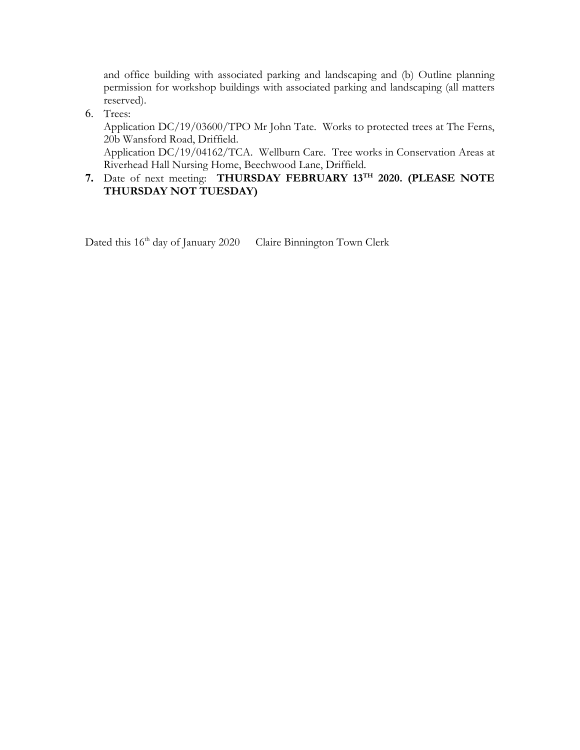and office building with associated parking and landscaping and (b) Outline planning permission for workshop buildings with associated parking and landscaping (all matters reserved).

6. Trees:
   Application DC/19/03600/TPO Mr John Tate. Works to protected trees at The Ferns, 20b Wansford Road, Driffield.
   Application DC/19/04162/TCA. Wellburn Care. Tree works in Conservation Areas at Riverhead Hall Nursing Home, Beechwood Lane, Driffield.
7. Date of next meeting: **THURSDAY FEBRUARY 13TH 2020. (PLEASE NOTE THURSDAY NOT TUESDAY)**

Dated this 16th day of January 2020 Claire Binnington Town Clerk